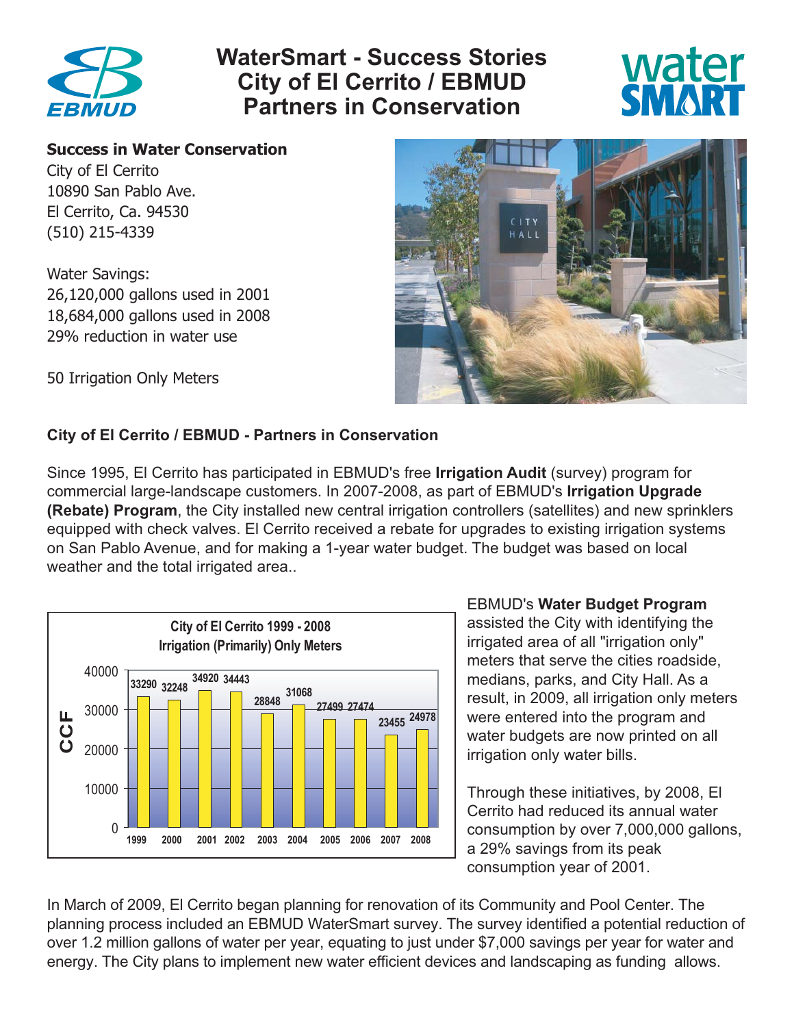# WaterSmart - Success Stories
# City of El Cerrito / EBMUD
# Partners in Conservation

**Success in Water Conservation**
City of El Cerrito
10890 San Pablo Ave.
El Cerrito, Ca. 94530
(510) 215-4339

Water Savings:
26,120,000 gallons used in 2001
18,684,000 gallons used in 2008
29% reduction in water use

50 Irrigation Only Meters

**City of El Cerrito / EBMUD - Partners in Conservation**

Since 1995, El Cerrito has participated in EBMUD's free **Irrigation Audit** (survey) program for commercial large-landscape customers. In 2007-2008, as part of EBMUD's **Irrigation Upgrade (Rebate) Program**, the City installed new central irrigation controllers (satellites) and new sprinklers equipped with check valves. El Cerrito received a rebate for upgrades to existing irrigation systems on San Pablo Avenue, and for making a 1-year water budget. The budget was based on local weather and the total irrigated area..

**City of El Cerrito 1999 - 2008**
**Irrigation (Primarily) Only Meters**

| Year | CCF |
|---|---|
| 1999 | 33290 |
| 2000 | 32248 |
| 2001 | 34920 |
| 2002 | 34443 |
| 2003 | 28848 |
| 2004 | 31068 |
| 2005 | 27499 |
| 2006 | 27474 |
| 2007 | 23455 |
| 2008 | 24978 |

EBMUD's **Water Budget Program** assisted the City with identifying the irrigated area of all "irrigation only" meters that serve the cities roadside, medians, parks, and City Hall. As a result, in 2009, all irrigation only meters were entered into the program and water budgets are now printed on all irrigation only water bills.

Through these initiatives, by 2008, El Cerrito had reduced its annual water consumption by over 7,000,000 gallons, a 29% savings from its peak consumption year of 2001.

In March of 2009, El Cerrito began planning for renovation of its Community and Pool Center. The planning process included an EBMUD WaterSmart survey. The survey identified a potential reduction of over 1.2 million gallons of water per year, equating to just under $7,000 savings per year for water and energy. The City plans to implement new water efficient devices and landscaping as funding allows.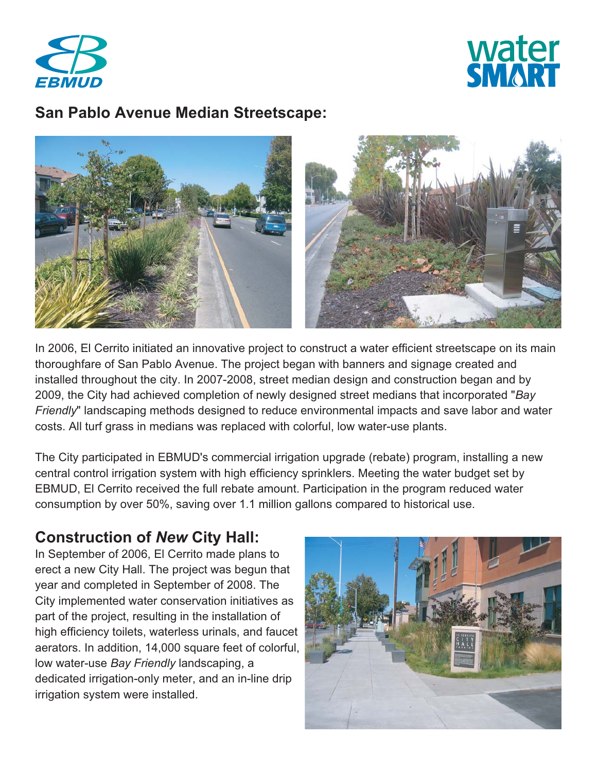## San Pablo Avenue Median Streetscape:

In 2006, El Cerrito initiated an innovative project to construct a water efficient streetscape on its main thoroughfare of San Pablo Avenue. The project began with banners and signage created and installed throughout the city. In 2007-2008, street median design and construction began and by 2009, the City had achieved completion of newly designed street medians that incorporated "*Bay Friendly*" landscaping methods designed to reduce environmental impacts and save labor and water costs. All turf grass in medians was replaced with colorful, low water-use plants.

The City participated in EBMUD's commercial irrigation upgrade (rebate) program, installing a new central control irrigation system with high efficiency sprinklers. Meeting the water budget set by EBMUD, El Cerrito received the full rebate amount. Participation in the program reduced water consumption by over 50%, saving over 1.1 million gallons compared to historical use.

## Construction of *New* City Hall:

In September of 2006, El Cerrito made plans to erect a new City Hall. The project was begun that year and completed in September of 2008. The City implemented water conservation initiatives as part of the project, resulting in the installation of high efficiency toilets, waterless urinals, and faucet aerators. In addition, 14,000 square feet of colorful, low water-use *Bay Friendly* landscaping, a dedicated irrigation-only meter, and an in-line drip irrigation system were installed.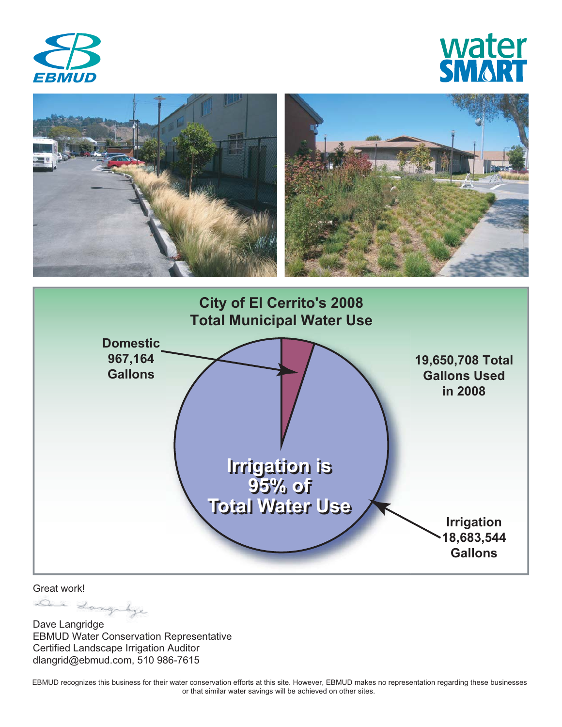EBMUD

water SMART

## City of El Cerrito's 2008 Total Municipal Water Use

Domestic
967,164
Gallons

19,650,708 Total
Gallons Used
in 2008

Irrigation is
95% of
Total Water Use

Irrigation
18,683,544
Gallons

Great work!

Dave Langridge
EBMUD Water Conservation Representative
Certified Landscape Irrigation Auditor
dlangrid@ebmud.com, 510 986-7615

EBMUD recognizes this business for their water conservation efforts at this site. However, EBMUD makes no representation regarding these businesses or that similar water savings will be achieved on other sites.